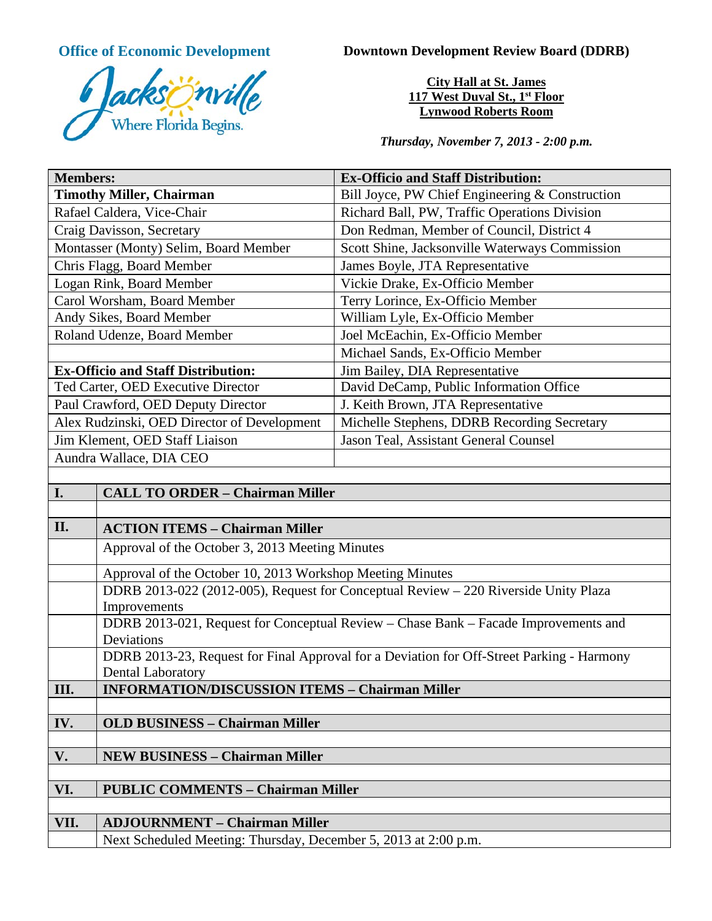**Office of Economic Development**

Jacksonville — Where Florida Begins.

**Downtown Development Review Board (DDRB)**

**City Hall at St. James**
**117 West Duval St., 1st Floor**
**Lynwood Roberts Room**

*Thursday, November 7, 2013 - 2:00 p.m.*

| **Members:** | **Ex-Officio and Staff Distribution:** |
|---|---|
| **Timothy Miller, Chairman** | Bill Joyce, PW Chief Engineering & Construction |
| Rafael Caldera, Vice-Chair | Richard Ball, PW, Traffic Operations Division |
| Craig Davisson, Secretary | Don Redman, Member of Council, District 4 |
| Montasser (Monty) Selim, Board Member | Scott Shine, Jacksonville Waterways Commission |
| Chris Flagg, Board Member | James Boyle, JTA Representative |
| Logan Rink, Board Member | Vickie Drake, Ex-Officio Member |
| Carol Worsham, Board Member | Terry Lorince, Ex-Officio Member |
| Andy Sikes, Board Member | William Lyle, Ex-Officio Member |
| Roland Udenze, Board Member | Joel McEachin, Ex-Officio Member |
| | Michael Sands, Ex-Officio Member |
| **Ex-Officio and Staff Distribution:** | Jim Bailey, DIA Representative |
| Ted Carter, OED Executive Director | David DeCamp, Public Information Office |
| Paul Crawford, OED Deputy Director | J. Keith Brown, JTA Representative |
| Alex Rudzinski, OED Director of Development | Michelle Stephens, DDRB Recording Secretary |
| Jim Klement, OED Staff Liaison | Jason Teal, Assistant General Counsel |
| Aundra Wallace, DIA CEO | |

| | |
|---|---|
| **I.** | **CALL TO ORDER – Chairman Miller** |
| | |
| **II.** | **ACTION ITEMS – Chairman Miller** |
| | Approval of the October 3, 2013 Meeting Minutes |
| | Approval of the October 10, 2013 Workshop Meeting Minutes |
| | DDRB 2013-022 (2012-005), Request for Conceptual Review – 220 Riverside Unity Plaza Improvements |
| | DDRB 2013-021, Request for Conceptual Review – Chase Bank – Facade Improvements and Deviations |
| | DDRB 2013-23, Request for Final Approval for a Deviation for Off-Street Parking - Harmony Dental Laboratory |
| **III.** | **INFORMATION/DISCUSSION ITEMS – Chairman Miller** |
| | |
| **IV.** | **OLD BUSINESS – Chairman Miller** |
| | |
| **V.** | **NEW BUSINESS – Chairman Miller** |
| | |
| **VI.** | **PUBLIC COMMENTS – Chairman Miller** |
| | |
| **VII.** | **ADJOURNMENT – Chairman Miller** |
| | Next Scheduled Meeting: Thursday, December 5, 2013 at 2:00 p.m. |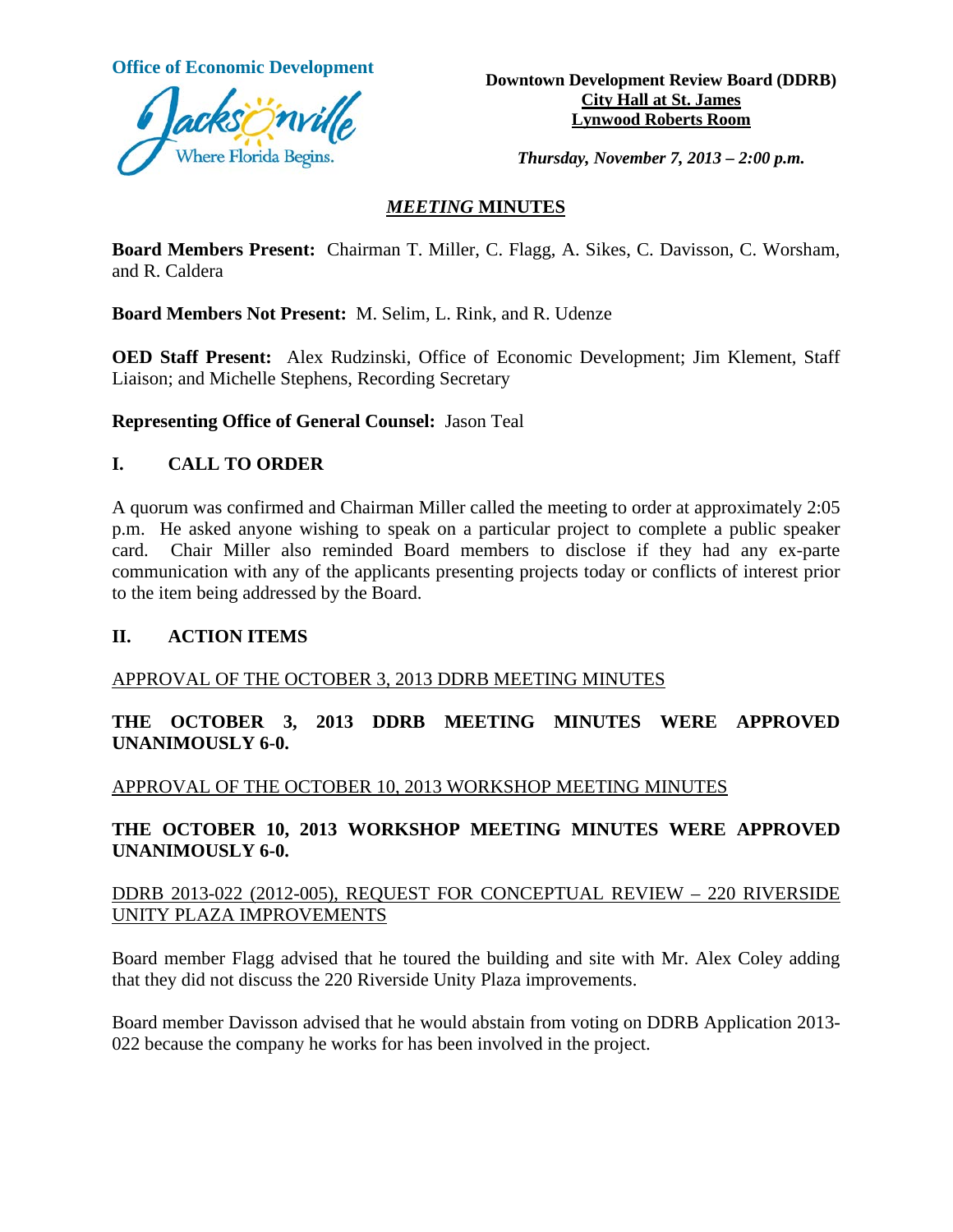Office of Economic Development

**Downtown Development Review Board (DDRB)**
**City Hall at St. James**
**Lynwood Roberts Room**

***Thursday, November 7, 2013 – 2:00 p.m.***

## *MEETING* MINUTES

**Board Members Present:** Chairman T. Miller, C. Flagg, A. Sikes, C. Davisson, C. Worsham, and R. Caldera

**Board Members Not Present:** M. Selim, L. Rink, and R. Udenze

**OED Staff Present:** Alex Rudzinski, Office of Economic Development; Jim Klement, Staff Liaison; and Michelle Stephens, Recording Secretary

**Representing Office of General Counsel:** Jason Teal

## I. CALL TO ORDER

A quorum was confirmed and Chairman Miller called the meeting to order at approximately 2:05 p.m. He asked anyone wishing to speak on a particular project to complete a public speaker card. Chair Miller also reminded Board members to disclose if they had any ex-parte communication with any of the applicants presenting projects today or conflicts of interest prior to the item being addressed by the Board.

## II. ACTION ITEMS

APPROVAL OF THE OCTOBER 3, 2013 DDRB MEETING MINUTES

**THE OCTOBER 3, 2013 DDRB MEETING MINUTES WERE APPROVED UNANIMOUSLY 6-0.**

APPROVAL OF THE OCTOBER 10, 2013 WORKSHOP MEETING MINUTES

**THE OCTOBER 10, 2013 WORKSHOP MEETING MINUTES WERE APPROVED UNANIMOUSLY 6-0.**

DDRB 2013-022 (2012-005), REQUEST FOR CONCEPTUAL REVIEW – 220 RIVERSIDE UNITY PLAZA IMPROVEMENTS

Board member Flagg advised that he toured the building and site with Mr. Alex Coley adding that they did not discuss the 220 Riverside Unity Plaza improvements.

Board member Davisson advised that he would abstain from voting on DDRB Application 2013-022 because the company he works for has been involved in the project.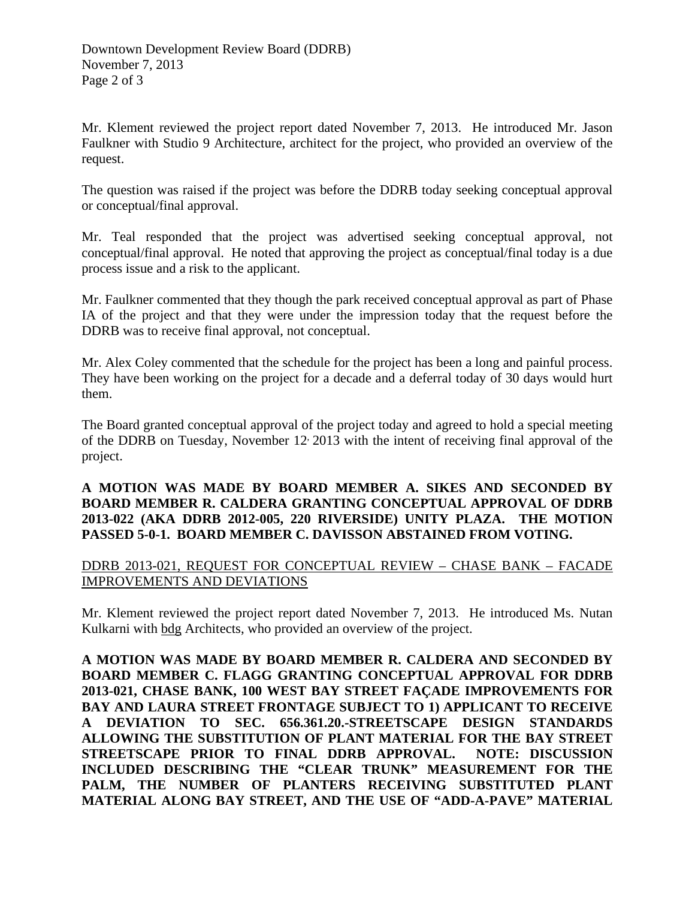Mr. Klement reviewed the project report dated November 7, 2013. He introduced Mr. Jason Faulkner with Studio 9 Architecture, architect for the project, who provided an overview of the request.

The question was raised if the project was before the DDRB today seeking conceptual approval or conceptual/final approval.

Mr. Teal responded that the project was advertised seeking conceptual approval, not conceptual/final approval. He noted that approving the project as conceptual/final today is a due process issue and a risk to the applicant.

Mr. Faulkner commented that they though the park received conceptual approval as part of Phase IA of the project and that they were under the impression today that the request before the DDRB was to receive final approval, not conceptual.

Mr. Alex Coley commented that the schedule for the project has been a long and painful process. They have been working on the project for a decade and a deferral today of 30 days would hurt them.

The Board granted conceptual approval of the project today and agreed to hold a special meeting of the DDRB on Tuesday, November 12, 2013 with the intent of receiving final approval of the project.

**A MOTION WAS MADE BY BOARD MEMBER A. SIKES AND SECONDED BY BOARD MEMBER R. CALDERA GRANTING CONCEPTUAL APPROVAL OF DDRB 2013-022 (AKA DDRB 2012-005, 220 RIVERSIDE) UNITY PLAZA. THE MOTION PASSED 5-0-1. BOARD MEMBER C. DAVISSON ABSTAINED FROM VOTING.**

<u>DDRB 2013-021, REQUEST FOR CONCEPTUAL REVIEW – CHASE BANK – FACADE IMPROVEMENTS AND DEVIATIONS</u>

Mr. Klement reviewed the project report dated November 7, 2013. He introduced Ms. Nutan Kulkarni with <u>bdg</u> Architects, who provided an overview of the project.

**A MOTION WAS MADE BY BOARD MEMBER R. CALDERA AND SECONDED BY BOARD MEMBER C. FLAGG GRANTING CONCEPTUAL APPROVAL FOR DDRB 2013-021, CHASE BANK, 100 WEST BAY STREET FAÇADE IMPROVEMENTS FOR BAY AND LAURA STREET FRONTAGE SUBJECT TO 1) APPLICANT TO RECEIVE A DEVIATION TO SEC. 656.361.20.-STREETSCAPE DESIGN STANDARDS ALLOWING THE SUBSTITUTION OF PLANT MATERIAL FOR THE BAY STREET STREETSCAPE PRIOR TO FINAL DDRB APPROVAL. NOTE: DISCUSSION INCLUDED DESCRIBING THE "CLEAR TRUNK" MEASUREMENT FOR THE PALM, THE NUMBER OF PLANTERS RECEIVING SUBSTITUTED PLANT MATERIAL ALONG BAY STREET, AND THE USE OF "ADD-A-PAVE" MATERIAL**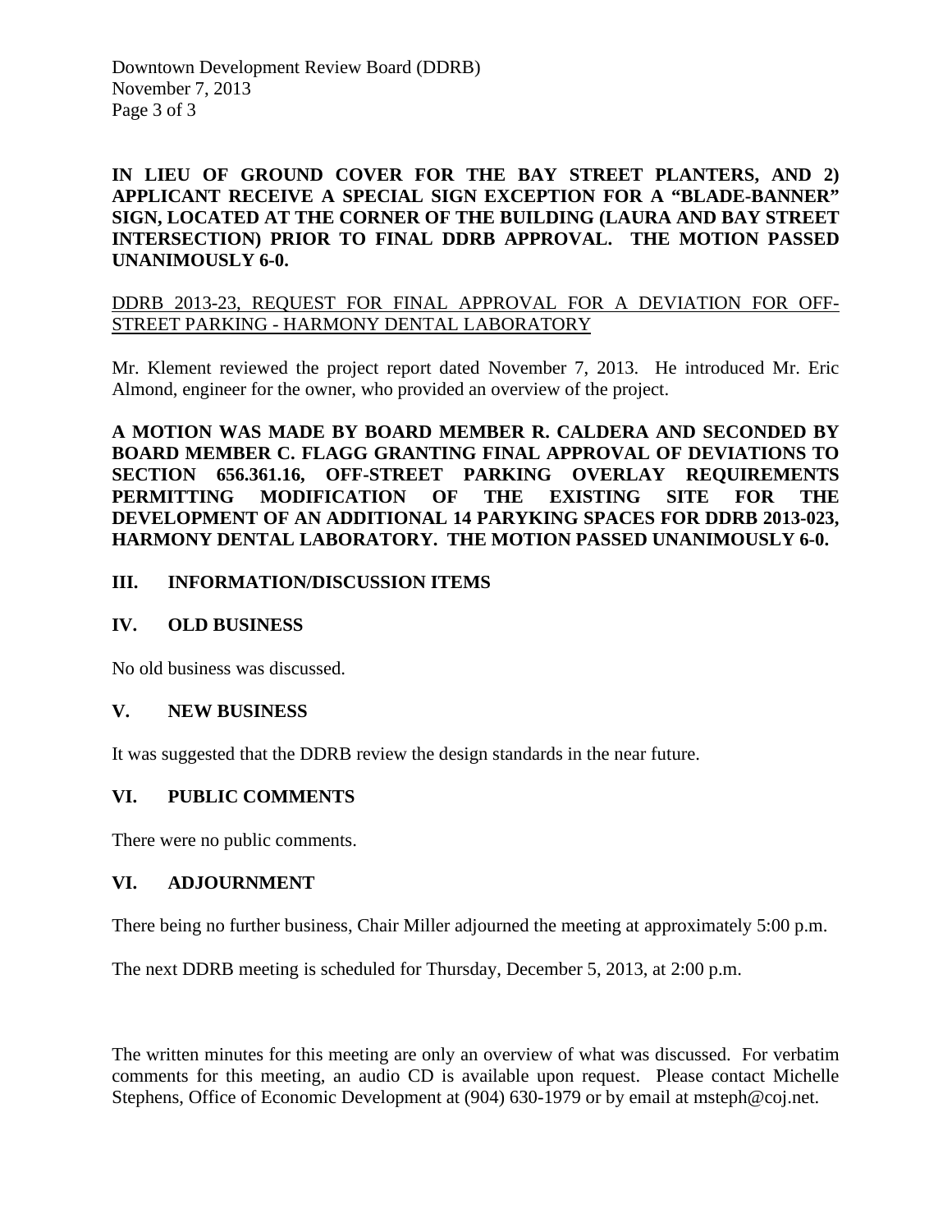**IN LIEU OF GROUND COVER FOR THE BAY STREET PLANTERS, AND 2) APPLICANT RECEIVE A SPECIAL SIGN EXCEPTION FOR A "BLADE-BANNER" SIGN, LOCATED AT THE CORNER OF THE BUILDING (LAURA AND BAY STREET INTERSECTION) PRIOR TO FINAL DDRB APPROVAL. THE MOTION PASSED UNANIMOUSLY 6-0.**

<u>DDRB 2013-23, REQUEST FOR FINAL APPROVAL FOR A DEVIATION FOR OFF-STREET PARKING - HARMONY DENTAL LABORATORY</u>

Mr. Klement reviewed the project report dated November 7, 2013. He introduced Mr. Eric Almond, engineer for the owner, who provided an overview of the project.

**A MOTION WAS MADE BY BOARD MEMBER R. CALDERA AND SECONDED BY BOARD MEMBER C. FLAGG GRANTING FINAL APPROVAL OF DEVIATIONS TO SECTION 656.361.16, OFF-STREET PARKING OVERLAY REQUIREMENTS PERMITTING MODIFICATION OF THE EXISTING SITE FOR THE DEVELOPMENT OF AN ADDITIONAL 14 PARYKING SPACES FOR DDRB 2013-023, HARMONY DENTAL LABORATORY. THE MOTION PASSED UNANIMOUSLY 6-0.**

## III. INFORMATION/DISCUSSION ITEMS

## IV. OLD BUSINESS

No old business was discussed.

## V. NEW BUSINESS

It was suggested that the DDRB review the design standards in the near future.

## VI. PUBLIC COMMENTS

There were no public comments.

## VI. ADJOURNMENT

There being no further business, Chair Miller adjourned the meeting at approximately 5:00 p.m.

The next DDRB meeting is scheduled for Thursday, December 5, 2013, at 2:00 p.m.

The written minutes for this meeting are only an overview of what was discussed. For verbatim comments for this meeting, an audio CD is available upon request. Please contact Michelle Stephens, Office of Economic Development at (904) 630-1979 or by email at msteph@coj.net.